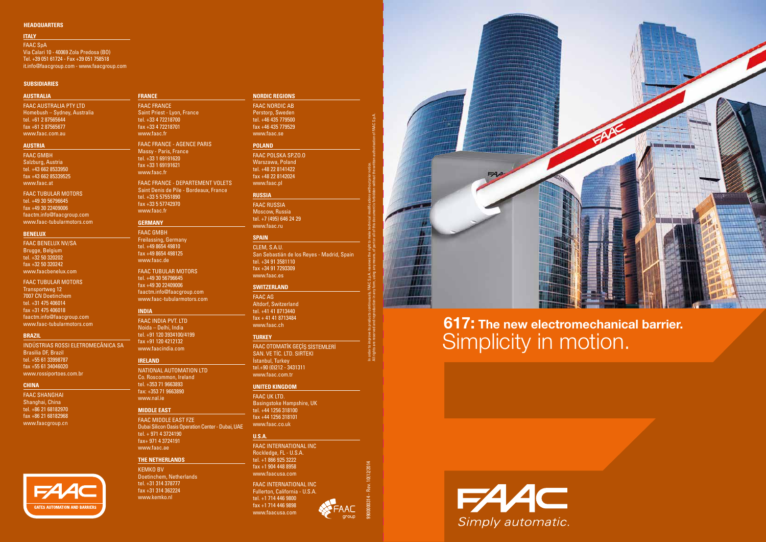**HEADQUARTERS**

**ITALY**

FAAC SpA
Via Calari 10 - 40069 Zola Predosa (BO)
Tel. +39 051 61724 - Fax +39 051 758518
it.info@faacgroup.com - www.faacgroup.com

**SUBSIDIARIES**

**AUSTRALIA**

FAAC AUSTRALIA PTY LTD
Homebush – Sydney, Australia
tel. +61 2 87565644
fax +61 2 87565677
www.faac.com.au

**AUSTRIA**

FAAC GMBH
Salzburg, Austria
tel. +43 662 8533950
fax +43 662 85339525
www.faac.at

FAAC TUBULAR MOTORS
tel. +49 30 56796645
fax +49 30 22409006
faactm.info@faacgroup.com
www.faac-tubularmotors.com

**BENELUX**

FAAC BENELUX NV/SA
Brugge, Belgium
tel. +32 50 320202
fax +32 50 320242
www.faacbenelux.com

FAAC TUBULAR MOTORS
Transportweg 12
7007 CN Doetinchem
tel. +31 475 406014
fax +31 475 406018
faactm.info@faacgroup.com
www.faac-tubularmotors.com

**BRAZIL**

INDÚSTRIAS ROSSI ELETROMECÂNICA SA
Brasilia DF, Brazil
tel. +55 61 33998787
fax +55 61 34046020
www.rossiportoes.com.br

**CHINA**

FAAC SHANGHAI
Shanghai, China
tel. +86 21 68182970
fax +86 21 68182968
www.faacgroup.cn

**FRANCE**

FAAC FRANCE
Saint Priest - Lyon, France
tel. +33 4 72218700
fax +33 4 72218701
www.faac.fr

FAAC FRANCE - AGENCE PARIS
Massy - Paris, France
tel. +33 1 69191620
fax +33 1 69191621
www.faac.fr

FAAC FRANCE - DEPARTEMENT VOLETS
Saint Denis de Pile - Bordeaux, France
tel. +33 5 57551890
fax +33 5 57742970
www.faac.fr

**GERMANY**

FAAC GMBH
Freilassing, Germany
tel. +49 8654 49810
fax +49 8654 498125
www.faac.de

FAAC TUBULAR MOTORS
tel. +49 30 56796645
fax +49 30 22409006
faactm.info@faacgroup.com
www.faac-tubularmotors.com

**INDIA**

FAAC INDIA PVT. LTD
Noida – Delhi, India
tel. +91 120 3934100/4199
fax +91 120 4212132
www.faacindia.com

**IRELAND**

NATIONAL AUTOMATION LTD
Co. Roscommon, Ireland
tel. +353 71 9663893
fax: +353 71 9663890
www.nal.ie

**MIDDLE EAST**

FAAC MIDDLE EAST FZE
Dubai Silicon Oasis Operation Center - Dubai, UAE
tel. + 971 4 3724190
fax+ 971 4 3724191
www.faac.ae

**THE NETHERLANDS**

KEMKO BV
Doetinchem, Netherlands
tel. +31 314 378777
fax +31 314 362224
www.kemko.nl

**NORDIC REGIONS**

FAAC NORDIC AB
Perstorp, Sweden
tel. +46 435 779500
fax +46 435 779529
www.faac.se

**POLAND**

FAAC POLSKA SP.Z.O.O
Warszawa, Poland
tel. +48 22 8141422
fax +48 22 8142024
www.faac.pl

**RUSSIA**

FAAC RUSSIA
Moscow, Russia
tel. +7 (495) 646 24 29
www.faac.ru

**SPAIN**

CLEM, S.A.U.
San Sebastián de los Reyes - Madrid, Spain
tel. +34 91 3581110
fax +34 91 7293309
www.faac.es

**SWITZERLAND**

FAAC AG
Altdorf, Switzerland
tel. +41 41 8713440
fax + 41 41 8713484
www.faac.ch

**TURKEY**

FAAC OTOMATİK GEÇİŞ SİSTEMLERİ
SAN. VE TİC. LTD. SIRTEKI
İstanbul, Turkey
tel.+90 (0)212 - 3431311
www.faac.com.tr

**UNITED KINGDOM**

FAAC UK LTD.
Basingstoke Hampshire, UK
tel. +44 1256 318100
fax +44 1256 318101
www.faac.co.uk

**U.S.A.**

FAAC INTERNATIONAL INC
Rockledge, FL - U.S.A.
tel. +1 866 925 3222
fax +1 904 448 8958
www.faacusa.com

FAAC INTERNATIONAL INC
Fullerton, California - U.S.A.
tel. +1 714 446 9800
fax +1 714 446 9898
www.faacusa.com

FAAC group

In order to improve its products continuously, FAAC S.p.A. reserves the right to make technical modifications without prior notice. All rights are reserved and reproduction in any form, using any means, of part or all of this document is forbidden without the written authorisation of FAAC S.p.A.

9900000314 - Rev. 10|12/2014

FAAC GATES AUTOMATION AND BARRIERS

# 617: The new electromechanical barrier.
## Simplicity in motion.

FAAC *Simply automatic.*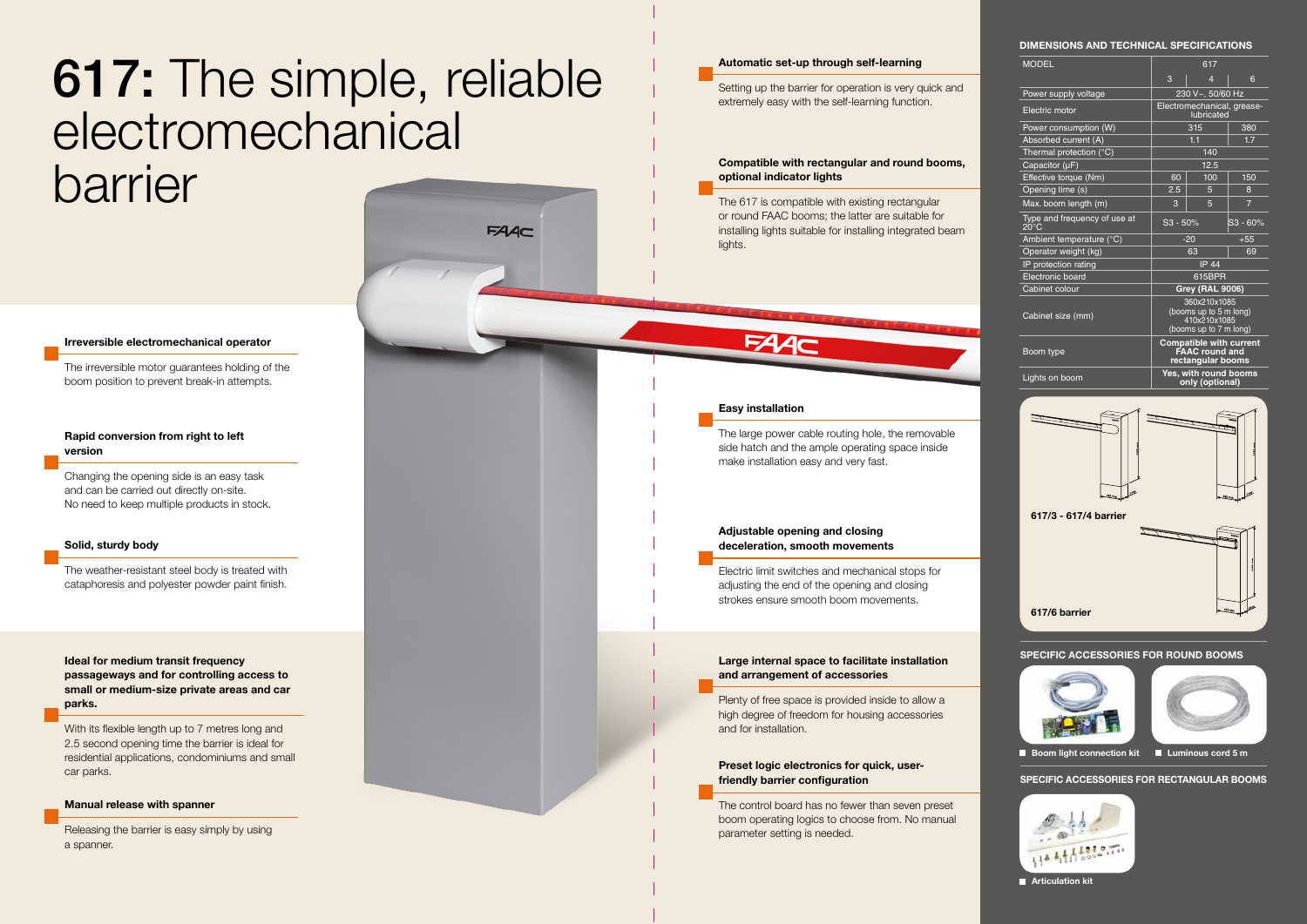# 617: The simple, reliable electromechanical barrier

#### Irreversible electromechanical operator

The irreversible motor guarantees holding of the boom position to prevent break-in attempts.

#### Rapid conversion from right to left version

Changing the opening side is an easy task and can be carried out directly on-site.
No need to keep multiple products in stock.

#### Solid, sturdy body

The weather-resistant steel body is treated with cataphoresis and polyester powder paint finish.

#### Ideal for medium transit frequency passageways and for controlling access to small or medium-size private areas and car parks.

With its flexible length up to 7 metres long and 2.5 second opening time the barrier is ideal for residential applications, condominiums and small car parks.

#### Manual release with spanner

Releasing the barrier is easy simply by using a spanner.

#### Automatic set-up through self-learning

Setting up the barrier for operation is very quick and extremely easy with the self-learning function.

#### Compatible with rectangular and round booms, optional indicator lights

The 617 is compatible with existing rectangular or round FAAC booms; the latter are suitable for installing lights suitable for installing integrated beam lights.

#### Easy installation

The large power cable routing hole, the removable side hatch and the ample operating space inside make installation easy and very fast.

#### Adjustable opening and closing deceleration, smooth movements

Electric limit switches and mechanical stops for adjusting the end of the opening and closing strokes ensure smooth boom movements.

#### Large internal space to facilitate installation and arrangement of accessories

Plenty of free space is provided inside to allow a high degree of freedom for housing accessories and for installation.

#### Preset logic electronics for quick, user-friendly barrier configuration

The control board has no fewer than seven preset boom operating logics to choose from. No manual parameter setting is needed.

### DIMENSIONS AND TECHNICAL SPECIFICATIONS

| MODEL | 617 | | |
|---|---|---|---|
| | 3 | 4 | 6 |
| Power supply voltage | 230 V~, 50/60 Hz | | |
| Electric motor | Electromechanical, grease-lubricated | | |
| Power consumption (W) | 315 | | 380 |
| Absorbed current (A) | 1.1 | | 1.7 |
| Thermal protection (°C) | 140 | | |
| Capacitor (μF) | 12.5 | | |
| Effective torque (Nm) | 60 | 100 | 150 |
| Opening time (s) | 2.5 | 5 | 8 |
| Max. boom length (m) | 3 | 5 | 7 |
| Type and frequency of use at 20°C | S3 - 50% | | S3 - 60% |
| Ambient temperature (°C) | -20 | | +55 |
| Operator weight (kg) | 63 | | 69 |
| IP protection rating | IP 44 | | |
| Electronic board | 615BPR | | |
| Cabinet colour | **Grey (RAL 9006)** | | |
| Cabinet size (mm) | 360x210x1085 (booms up to 5 m long) 410x210x1085 (booms up to 7 m long) | | |
| Boom type | **Compatible with current FAAC round and rectangular booms** | | |
| Lights on boom | **Yes, with round booms only (optional)** | | |

617/3 - 617/4 barrier

617/6 barrier

### SPECIFIC ACCESSORIES FOR ROUND BOOMS

- Boom light connection kit
- Luminous cord 5 m

### SPECIFIC ACCESSORIES FOR RECTANGULAR BOOMS

- Articulation kit